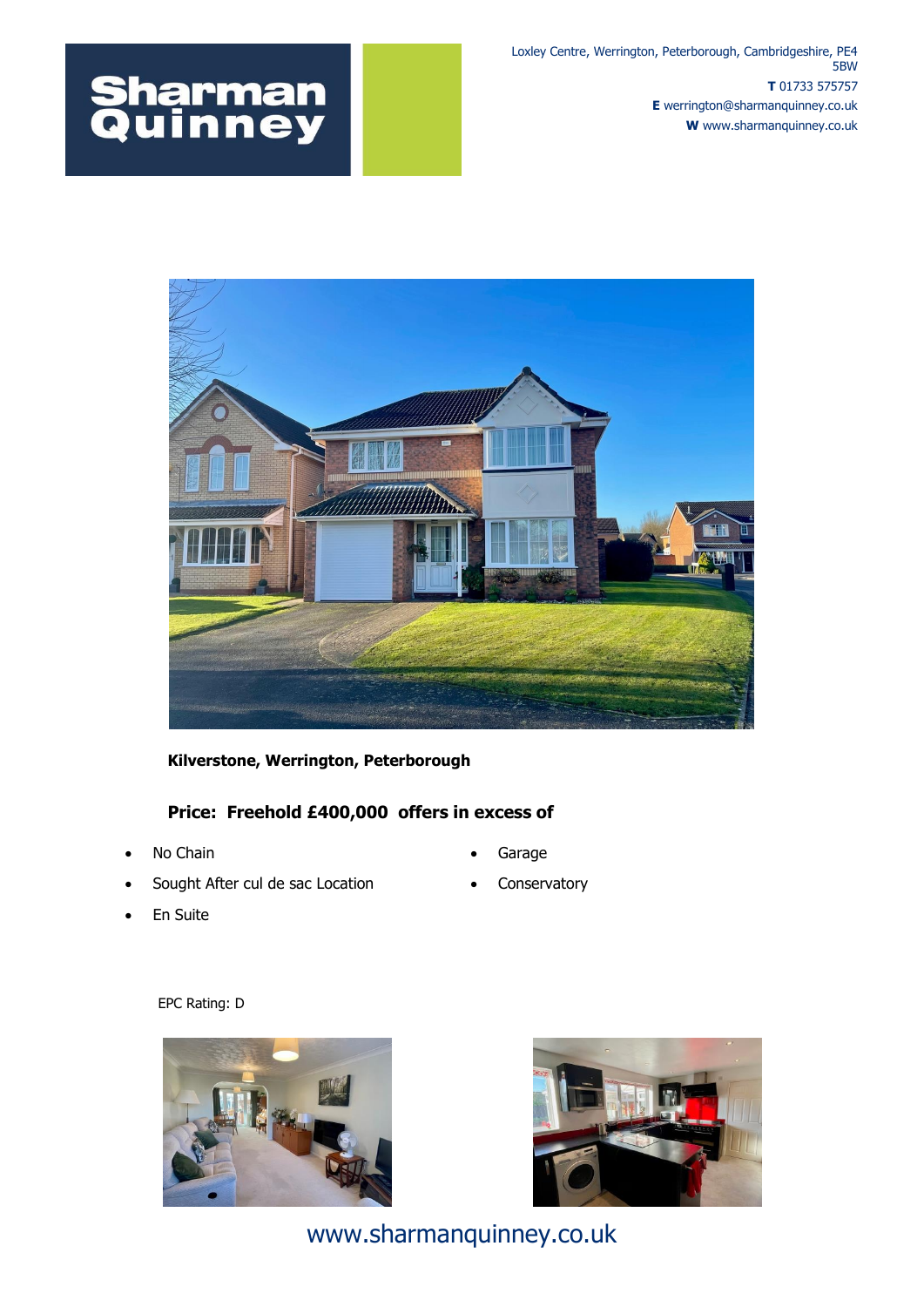Sharman Quinney

Loxley Centre, Werrington, Peterborough, Cambridgeshire, PE4 5BW

**T** 01733 575757

**E** werrington@sharmanquinney.co.uk

**W** www.sharmanquinney.co.uk

**Kilverstone, Werrington, Peterborough**

**Price: Freehold £400,000 offers in excess of**

- No Chain
- Sought After cul de sac Location
- En Suite
- Garage
- Conservatory

EPC Rating: D

www.sharmanquinney.co.uk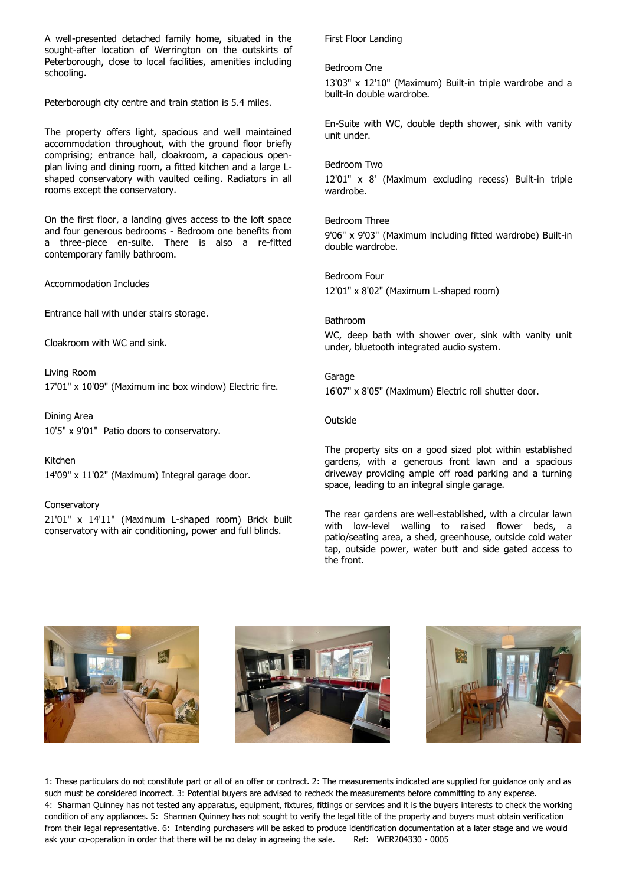A well-presented detached family home, situated in the sought-after location of Werrington on the outskirts of Peterborough, close to local facilities, amenities including schooling.

Peterborough city centre and train station is 5.4 miles.

The property offers light, spacious and well maintained accommodation throughout, with the ground floor briefly comprising; entrance hall, cloakroom, a capacious open-plan living and dining room, a fitted kitchen and a large L-shaped conservatory with vaulted ceiling. Radiators in all rooms except the conservatory.

On the first floor, a landing gives access to the loft space and four generous bedrooms - Bedroom one benefits from a three-piece en-suite. There is also a re-fitted contemporary family bathroom.

Accommodation Includes

Entrance hall with under stairs storage.

Cloakroom with WC and sink.

Living Room
17'01" x 10'09" (Maximum inc box window) Electric fire.

Dining Area
10'5" x 9'01" Patio doors to conservatory.

Kitchen
14'09" x 11'02" (Maximum) Integral garage door.

Conservatory
21'01" x 14'11" (Maximum L-shaped room) Brick built conservatory with air conditioning, power and full blinds.

First Floor Landing

Bedroom One
13'03" x 12'10" (Maximum) Built-in triple wardrobe and a built-in double wardrobe.

En-Suite with WC, double depth shower, sink with vanity unit under.

Bedroom Two
12'01" x 8' (Maximum excluding recess) Built-in triple wardrobe.

Bedroom Three
9'06" x 9'03" (Maximum including fitted wardrobe) Built-in double wardrobe.

Bedroom Four
12'01" x 8'02" (Maximum L-shaped room)

Bathroom
WC, deep bath with shower over, sink with vanity unit under, bluetooth integrated audio system.

Garage
16'07" x 8'05" (Maximum) Electric roll shutter door.

Outside

The property sits on a good sized plot within established gardens, with a generous front lawn and a spacious driveway providing ample off road parking and a turning space, leading to an integral single garage.

The rear gardens are well-established, with a circular lawn with low-level walling to raised flower beds, a patio/seating area, a shed, greenhouse, outside cold water tap, outside power, water butt and side gated access to the front.

1: These particulars do not constitute part or all of an offer or contract. 2: The measurements indicated are supplied for guidance only and as such must be considered incorrect. 3: Potential buyers are advised to recheck the measurements before committing to any expense. 4: Sharman Quinney has not tested any apparatus, equipment, fixtures, fittings or services and it is the buyers interests to check the working condition of any appliances. 5: Sharman Quinney has not sought to verify the legal title of the property and buyers must obtain verification from their legal representative. 6: Intending purchasers will be asked to produce identification documentation at a later stage and we would ask your co-operation in order that there will be no delay in agreeing the sale. Ref: WER204330 - 0005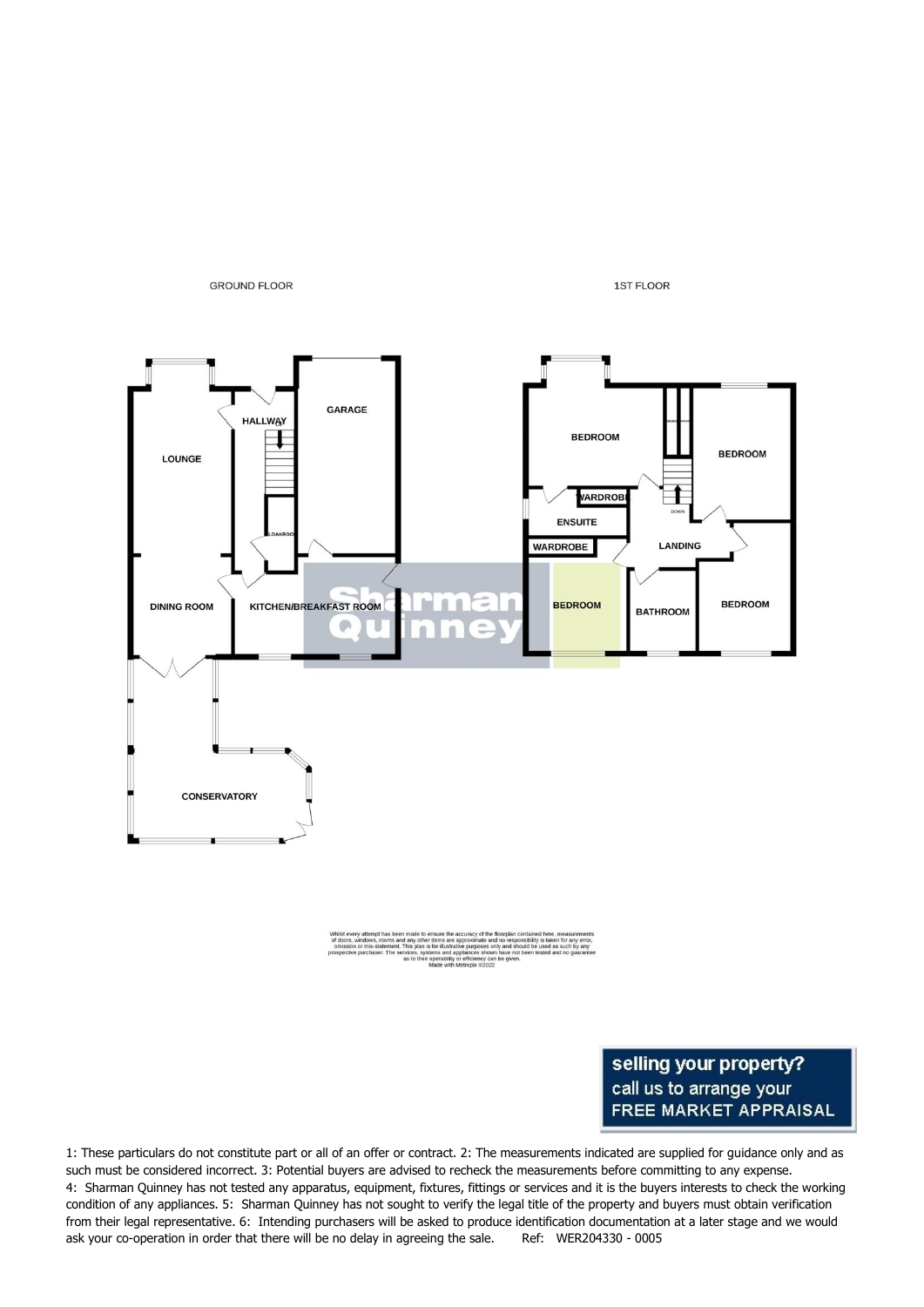GROUND FLOOR

1ST FLOOR

LOUNGE

HALLWAY

GARAGE

CLOAKROOM

DINING ROOM

KITCHEN/BREAKFAST ROOM

CONSERVATORY

BEDROOM

BEDROOM

WARDROBE

ENSUITE

WARDROBE

LANDING

BEDROOM

BATHROOM

BEDROOM

Whilst every attempt has been made to ensure the accuracy of the floorplan contained here, measurements of doors, windows, rooms and any other items are approximate and no responsibility is taken for any error, omission or mis-statement. This plan is for illustrative purposes only and should be used as such by any prospective purchaser. The services, systems and appliances shown have not been tested and no guarantee as to their operability or efficiency can be given.
Made with Metropix ©2022

selling your property?
call us to arrange your
FREE MARKET APPRAISAL

1: These particulars do not constitute part or all of an offer or contract. 2: The measurements indicated are supplied for guidance only and as such must be considered incorrect. 3: Potential buyers are advised to recheck the measurements before committing to any expense. 4: Sharman Quinney has not tested any apparatus, equipment, fixtures, fittings or services and it is the buyers interests to check the working condition of any appliances. 5: Sharman Quinney has not sought to verify the legal title of the property and buyers must obtain verification from their legal representative. 6: Intending purchasers will be asked to produce identification documentation at a later stage and we would ask your co-operation in order that there will be no delay in agreeing the sale. Ref: WER204330 - 0005